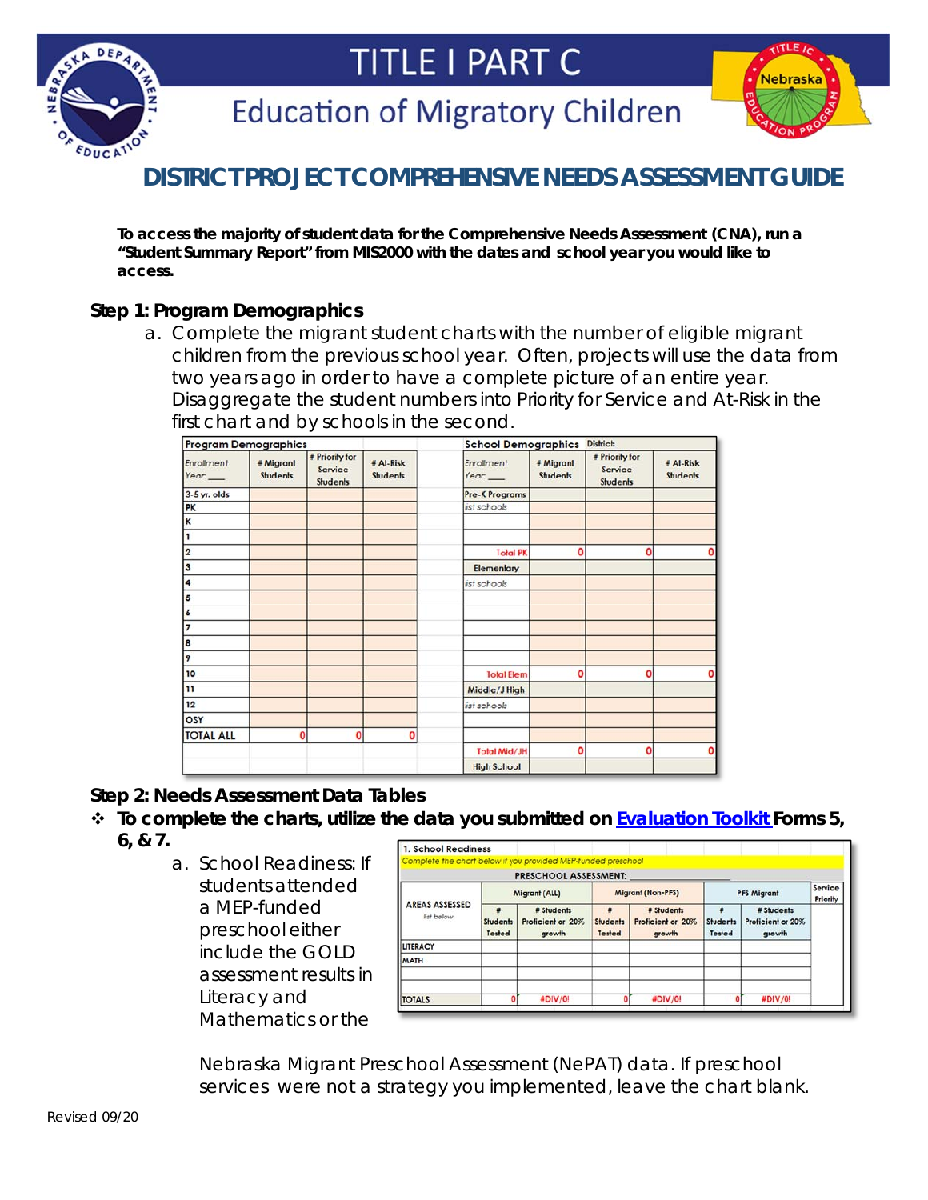# TITLE I PART C

## Education of Migratory Children

# DISTRICT PROJECT COMPREHENSIVE NEEDS ASSESSMENT GUIDE

**To access the majority of student data for the Comprehensive Needs Assessment (CNA), run a "Student Summary Report" from MIS2000 with the dates and school year you would like to access.**

### Step 1: Program Demographics

a. Complete the migrant student charts with the number of eligible migrant children from the previous school year. Often, projects will use the data from two years ago in order to have a complete picture of an entire year. Disaggregate the student numbers into Priority for Service and At-Risk in the first chart and by schools in the second.

| Program Demographics | | | |
|---|---|---|---|
| Enrollment Year: ___ | # Migrant Students | # Priority for Service Students | # At-Risk Students |
| 3-5 yr. olds | | | |
| PK | | | |
| K | | | |
| 1 | | | |
| 2 | | | |
| 3 | | | |
| 4 | | | |
| 5 | | | |
| 6 | | | |
| 7 | | | |
| 8 | | | |
| 9 | | | |
| 10 | | | |
| 11 | | | |
| 12 | | | |
| OSY | | | |
| TOTAL ALL | 0 | 0 | 0 |

| School Demographics | District: | | |
|---|---|---|---|
| Enrollment Year: ___ | # Migrant Students | # Priority for Service Students | # At-Risk Students |
| Pre-K Programs | | | |
| list schools | | | |
| | | | |
| Total PK | 0 | 0 | 0 |
| Elementary | | | |
| list schools | | | |
| | | | |
| | | | |
| | | | |
| | | | |
| | | | |
| Total Elem | 0 | 0 | 0 |
| Middle/J High | | | |
| list schools | | | |
| | | | |
| Total Mid/JH | 0 | 0 | 0 |
| High School | | | |

### Step 2: Needs Assessment Data Tables

❖ **To complete the charts, utilize the data you submitted on [Evaluation Toolkit](Evaluation Toolkit) Forms 5, 6, & 7.**

a. School Readiness: If students attended a MEP-funded preschool either include the GOLD assessment results in Literacy and Mathematics or the Nebraska Migrant Preschool Assessment (NePAT) data. If preschool services were not a strategy you implemented, leave the chart blank.

| 1. School Readiness | | | | | | | |
|---|---|---|---|---|---|---|---|
| *Complete the chart below if you provided MEP-funded preschool* | | | | | | | |
| PRESCHOOL ASSESSMENT: | | | | | | | |
| AREAS ASSESSED *list below* | Migrant (ALL) | | Migrant (Non-PFS) | | PFS Migrant | | Service Priority |
| | # Students Tested | # Students Proficient or 20% growth | # Students Tested | # Students Proficient or 20% growth | # Students Tested | # Students Proficient or 20% growth | |
| LITERACY | | | | | | | |
| MATH | | | | | | | |
| | | | | | | | |
| TOTALS | 0 | #DIV/0! | 0 | #DIV/0! | 0 | #DIV/0! | |

Revised 09/20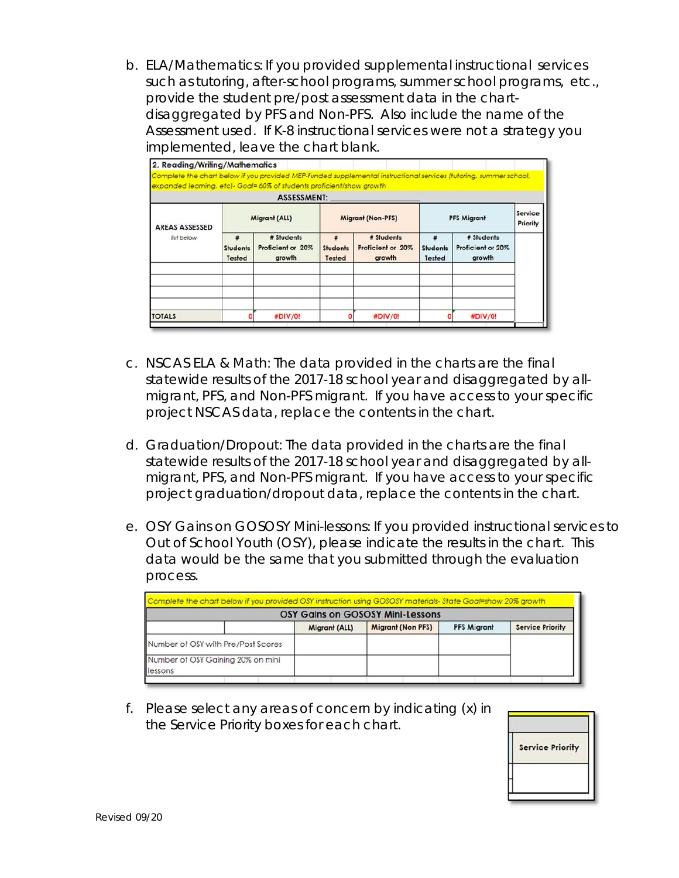b. ELA/Mathematics: If you provided supplemental instructional services such as tutoring, after-school programs, summer school programs, etc., provide the student pre/post assessment data in the chart- disaggregated by PFS and Non-PFS. Also include the name of the Assessment used. If K-8 instructional services were not a strategy you implemented, leave the chart blank.

**2. Reading/Writing/Mathematics**

Complete the chart below if you provided MEP-funded supplemental instructional services (tutoring, summer school, expanded learning, etc)- Goal= 60% of students proficient/show growth

**ASSESSMENT:** ___________________

| AREAS ASSESSED | Migrant (ALL) | | Migrant (Non-PFS) | | PFS Migrant | | Service Priority |
|---|---|---|---|---|---|---|---|
| *list below* | # Students Tested | # Students Proficient or 20% growth | # Students Tested | # Students Proficient or 20% growth | # Students Tested | # Students Proficient or 20% growth | |
| | | | | | | | |
| | | | | | | | |
| | | | | | | | |
| | | | | | | | |
| TOTALS | 0 | #DIV/0! | 0 | #DIV/0! | 0 | #DIV/0! | |

c. NSCAS ELA & Math: The data provided in the charts are the final statewide results of the 2017-18 school year and disaggregated by all-migrant, PFS, and Non-PFS migrant. If you have access to your specific project NSCAS data, replace the contents in the chart.

d. Graduation/Dropout: The data provided in the charts are the final statewide results of the 2017-18 school year and disaggregated by all-migrant, PFS, and Non-PFS migrant. If you have access to your specific project graduation/dropout data, replace the contents in the chart.

e. OSY Gains on GOSOSY Mini-lessons: If you provided instructional services to Out of School Youth (OSY), please indicate the results in the chart. This data would be the same that you submitted through the evaluation process.

Complete the chart below if you provided OSY instruction using GOSOSY materials- State Goal=show 20% growth

**OSY Gains on GOSOSY Mini-Lessons**

| | Migrant (ALL) | Migrant (Non PFS) | PFS Migrant | Service Priority |
|---|---|---|---|---|
| Number of OSY with Pre/Post Scores | | | | |
| Number of OSY Gaining 20% on mini lessons | | | | |

f. Please select any areas of concern by indicating (x) in the Service Priority boxes for each chart.

| Service Priority |
|---|
| |

Revised 09/20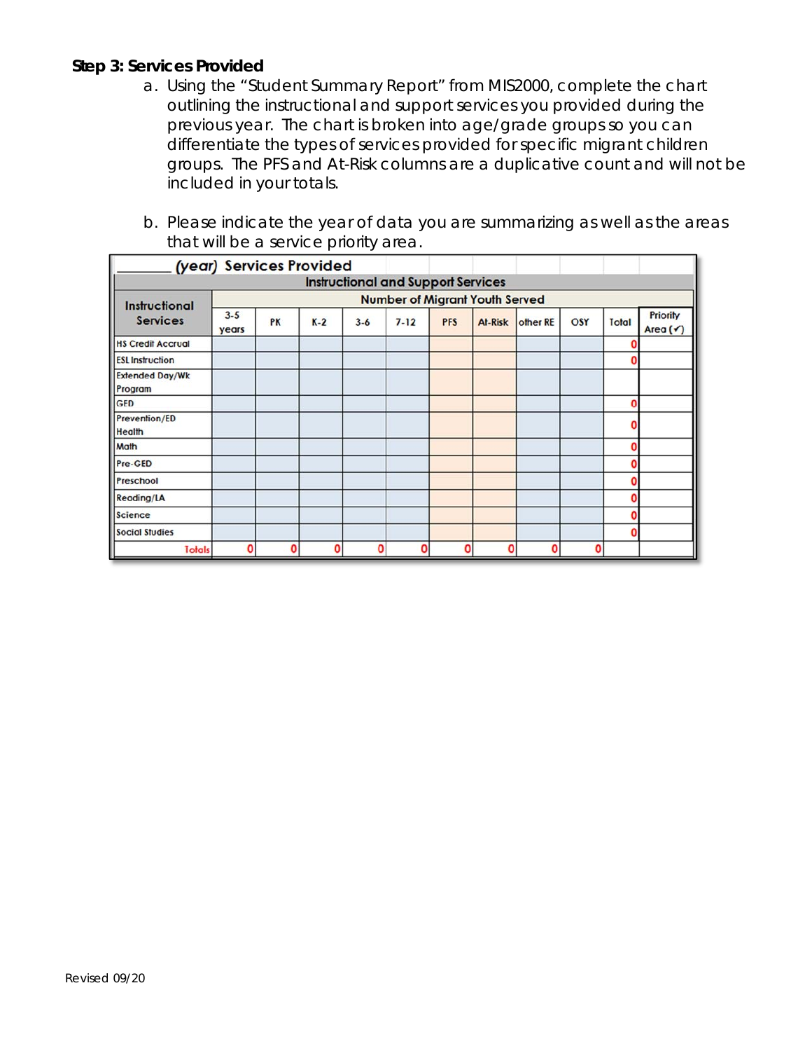**Step 3: Services Provided**

a. Using the "Student Summary Report" from MIS2000, complete the chart outlining the instructional and support services you provided during the previous year. The chart is broken into age/grade groups so you can differentiate the types of services provided for specific migrant children groups. The PFS and At-Risk columns are a duplicative count and will not be included in your totals.

b. Please indicate the year of data you are summarizing as well as the areas that will be a service priority area.

| ______ *(year)* Services Provided | | | | | | | | | | | |
|---|---|---|---|---|---|---|---|---|---|---|---|
| **Instructional and Support Services** | | | | | | | | | | | |
| **Instructional Services** | **Number of Migrant Youth Served** | | | | | | | | | | |
| | 3-5 years | PK | K-2 | 3-6 | 7-12 | PFS | At-Risk | other RE | OSY | Total | Priority Area (✓) |
| HS Credit Accrual | | | | | | | | | | 0 | |
| ESL Instruction | | | | | | | | | | 0 | |
| Extended Day/Wk Program | | | | | | | | | | | |
| GED | | | | | | | | | | 0 | |
| Prevention/ED Health | | | | | | | | | | 0 | |
| Math | | | | | | | | | | 0 | |
| Pre-GED | | | | | | | | | | 0 | |
| Preschool | | | | | | | | | | 0 | |
| Reading/LA | | | | | | | | | | 0 | |
| Science | | | | | | | | | | 0 | |
| Social Studies | | | | | | | | | | 0 | |
| **Totals** | 0 | 0 | 0 | 0 | 0 | 0 | 0 | 0 | 0 | | |

Revised 09/20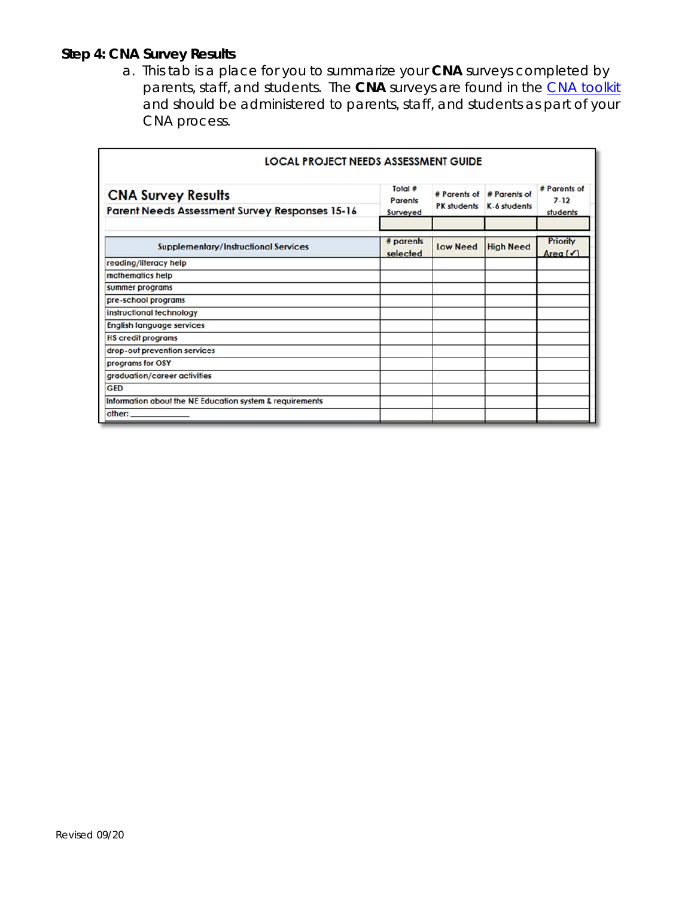**Step 4: CNA Survey Results**

a. This tab is a place for you to summarize your **CNA** surveys completed by parents, staff, and students. The **CNA** surveys are found in the CNA toolkit and should be administered to parents, staff, and students as part of your CNA process.

**LOCAL PROJECT NEEDS ASSESSMENT GUIDE**

| **CNA Survey Results**<br>**Parent Needs Assessment Survey Responses 15-16** | Total # Parents Surveyed | # Parents of PK students | # Parents of K-6 students | # Parents of 7-12 students |
|---|---|---|---|---|
| | | | | |
| **Supplementary/Instructional Services** | **# parents selected** | **Low Need** | **High Need** | **Priority Area (✓)** |
| reading/literacy help | | | | |
| mathematics help | | | | |
| summer programs | | | | |
| pre-school programs | | | | |
| instructional technology | | | | |
| English language services | | | | |
| HS credit programs | | | | |
| drop-out prevention services | | | | |
| programs for OSY | | | | |
| graduation/career activities | | | | |
| GED | | | | |
| Information about the NE Education system & requirements | | | | |
| other: ____________ | | | | |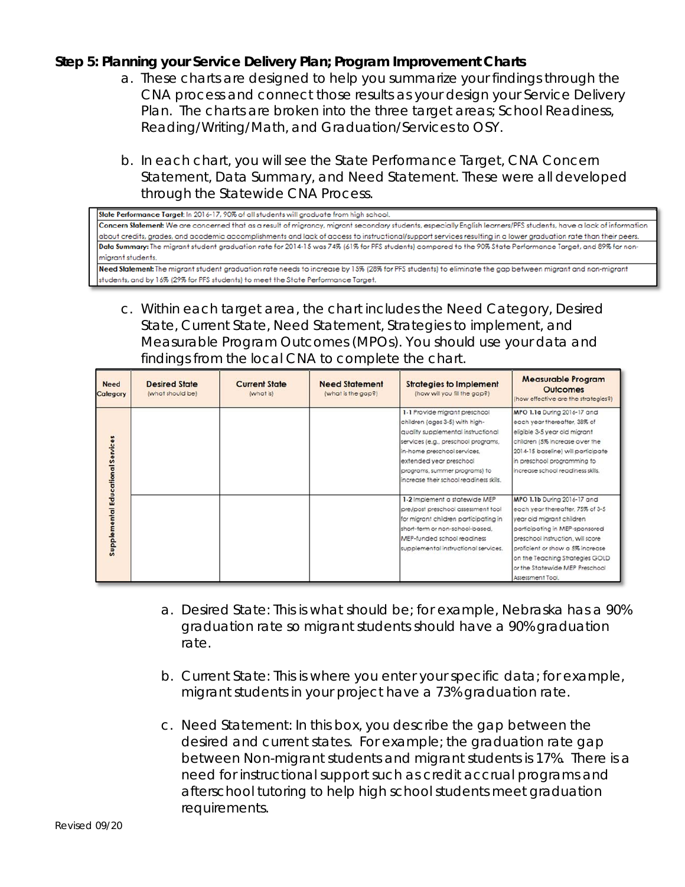**Step 5: Planning your Service Delivery Plan; Program Improvement Charts**

a. These charts are designed to help you summarize your findings through the CNA process and connect those results as your design your Service Delivery Plan. The charts are broken into the three target areas; School Readiness, Reading/Writing/Math, and Graduation/Services to OSY.

b. In each chart, you will see the State Performance Target, CNA Concern Statement, Data Summary, and Need Statement. These were all developed through the Statewide CNA Process.

| |
|---|
| **State Performance Target:** In 2016-17, 90% of all students will graduate from high school. |
| **Concern Statement:** We are concerned that as a result of migrancy, migrant secondary students, especially English learners/PFS students, have a lack of information about credits, grades, and academic accomplishments and lack of access to instructional/support services resulting in a lower graduation rate than their peers. |
| **Data Summary:** The migrant student graduation rate for 2014-15 was 74% (61% for PFS students) compared to the 90% State Performance Target, and 89% for non-migrant students. |
| **Need Statement:** The migrant student graduation rate needs to increase by 15% (28% for PFS students) to eliminate the gap between migrant and non-migrant students, and by 16% (29% for PFS students) to meet the State Performance Target. |

c. Within each target area, the chart includes the Need Category, Desired State, Current State, Need Statement, Strategies to implement, and Measurable Program Outcomes (MPOs). You should use your data and findings from the local CNA to complete the chart.

| Need Category | Desired State (what should be) | Current State (what is) | Need Statement (what is the gap?) | Strategies to Implement (how will you fill the gap?) | Measurable Program Outcomes (how effective are the strategies?) |
|---|---|---|---|---|---|
| Supplemental Educational Services | | | | 1-1 Provide migrant preschool children (ages 3-5) with high-quality supplemental instructional services (e.g., preschool programs, in-home preschool services, extended year preschool programs, summer programs) to increase their school readiness skills. | **MPO 1.1a** During 2016-17 and each year thereafter, 38% of eligible 3-5 year old migrant children (5% increase over the 2014-15 baseline) will participate in preschool programming to increase school readiness skills. |
| | | | | 1-2 Implement a statewide MEP pre/post preschool assessment tool for migrant children participating in short-term or non-school-based, MEP-funded school readiness supplemental instructional services. | **MPO 1.1b** During 2016-17 and each year thereafter, 75% of 3-5 year old migrant children participating in MEP-sponsored preschool instruction, will score proficient or show a 5% increase on the Teaching Strategies GOLD or the Statewide MEP Preschool Assessment Tool. |

a. Desired State: This is what should be; for example, Nebraska has a 90% graduation rate so migrant students should have a 90% graduation rate.

b. Current State: This is where you enter your specific data; for example, migrant students in your project have a 73% graduation rate.

c. Need Statement: In this box, you describe the gap between the desired and current states. For example; the graduation rate gap between Non-migrant students and migrant students is 17%. There is a need for instructional support such as credit accrual programs and afterschool tutoring to help high school students meet graduation requirements.

Revised 09/20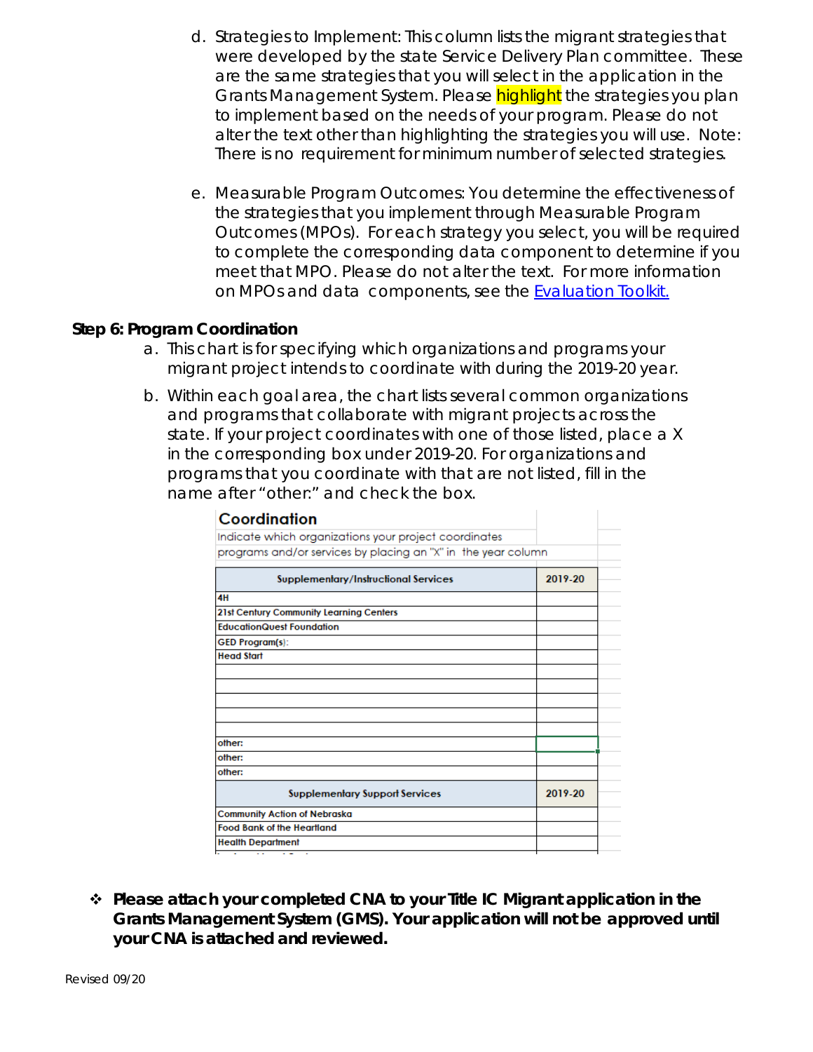d. Strategies to Implement: This column lists the migrant strategies that were developed by the state Service Delivery Plan committee. These are the same strategies that you will select in the application in the Grants Management System. Please highlight the strategies you plan to implement based on the needs of your program. Please do not alter the text other than highlighting the strategies you will use. Note: There is no requirement for minimum number of selected strategies.

e. Measurable Program Outcomes: You determine the effectiveness of the strategies that you implement through Measurable Program Outcomes (MPOs). For each strategy you select, you will be required to complete the corresponding data component to determine if you meet that MPO. Please do not alter the text. For more information on MPOs and data components, see the [Evaluation Toolkit.]

**Step 6: Program Coordination**

a. This chart is for specifying which organizations and programs your migrant project intends to coordinate with during the 2019-20 year.

b. Within each goal area, the chart lists several common organizations and programs that collaborate with migrant projects across the state. If your project coordinates with one of those listed, place a X in the corresponding box under 2019-20. For organizations and programs that you coordinate with that are not listed, fill in the name after "other:" and check the box.

**Coordination**

Indicate which organizations your project coordinates programs and/or services by placing an "X" in the year column

| Supplementary/Instructional Services | 2019-20 |
|---|---|
| 4H | |
| 21st Century Community Learning Centers | |
| EducationQuest Foundation | |
| GED Program(s): | |
| Head Start | |
| | |
| | |
| | |
| | |
| | |
| other: | |
| other: | |
| other: | |
| **Supplementary Support Services** | **2019-20** |
| Community Action of Nebraska | |
| Food Bank of the Heartland | |
| Health Department | |

❖ **Please attach your completed CNA to your Title IC Migrant application in the Grants Management System (GMS). Your application will not be approved until your CNA is attached and reviewed.**

Revised 09/20